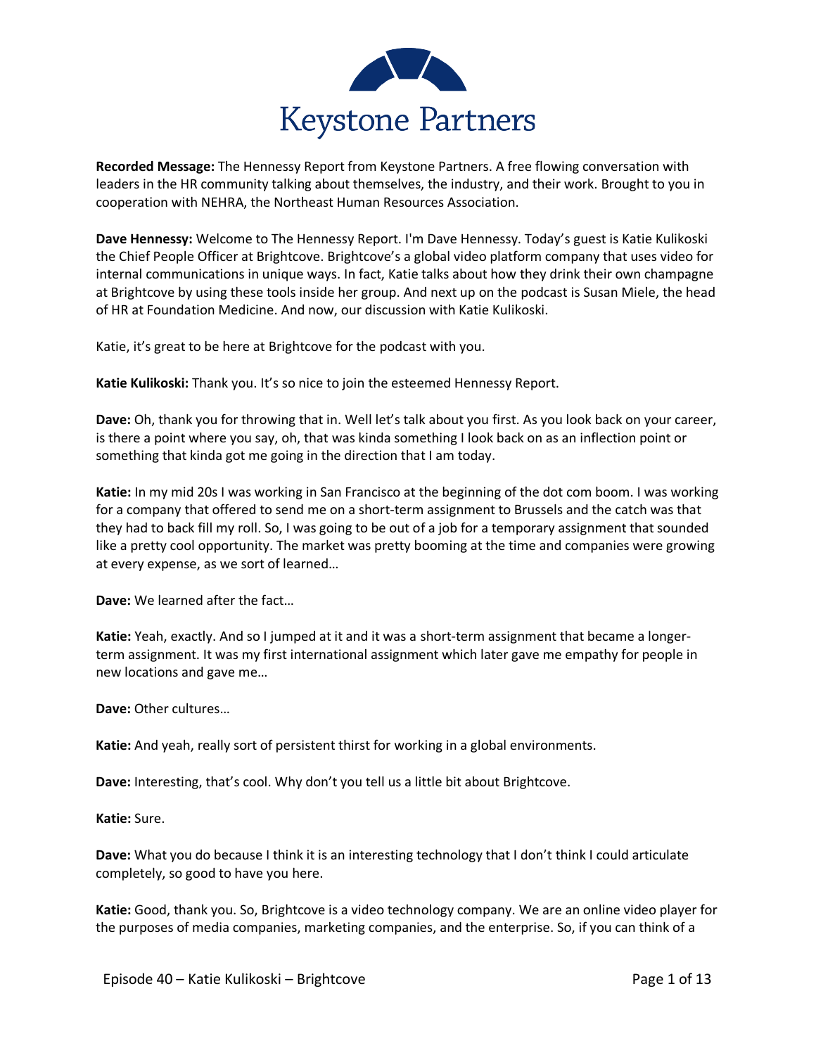Keystone Partners

**Recorded Message:** The Hennessy Report from Keystone Partners. A free flowing conversation with leaders in the HR community talking about themselves, the industry, and their work. Brought to you in cooperation with NEHRA, the Northeast Human Resources Association.

**Dave Hennessy:** Welcome to The Hennessy Report. I'm Dave Hennessy. Today's guest is Katie Kulikoski the Chief People Officer at Brightcove. Brightcove's a global video platform company that uses video for internal communications in unique ways. In fact, Katie talks about how they drink their own champagne at Brightcove by using these tools inside her group. And next up on the podcast is Susan Miele, the head of HR at Foundation Medicine. And now, our discussion with Katie Kulikoski.

Katie, it's great to be here at Brightcove for the podcast with you.

**Katie Kulikoski:** Thank you. It's so nice to join the esteemed Hennessy Report.

**Dave:** Oh, thank you for throwing that in. Well let's talk about you first. As you look back on your career, is there a point where you say, oh, that was kinda something I look back on as an inflection point or something that kinda got me going in the direction that I am today.

**Katie:** In my mid 20s I was working in San Francisco at the beginning of the dot com boom. I was working for a company that offered to send me on a short-term assignment to Brussels and the catch was that they had to back fill my roll. So, I was going to be out of a job for a temporary assignment that sounded like a pretty cool opportunity. The market was pretty booming at the time and companies were growing at every expense, as we sort of learned…

**Dave:** We learned after the fact…

**Katie:** Yeah, exactly. And so I jumped at it and it was a short-term assignment that became a longer-term assignment. It was my first international assignment which later gave me empathy for people in new locations and gave me…

**Dave:** Other cultures…

**Katie:** And yeah, really sort of persistent thirst for working in a global environments.

**Dave:** Interesting, that's cool. Why don't you tell us a little bit about Brightcove.

**Katie:** Sure.

**Dave:** What you do because I think it is an interesting technology that I don't think I could articulate completely, so good to have you here.

**Katie:** Good, thank you. So, Brightcove is a video technology company. We are an online video player for the purposes of media companies, marketing companies, and the enterprise. So, if you can think of a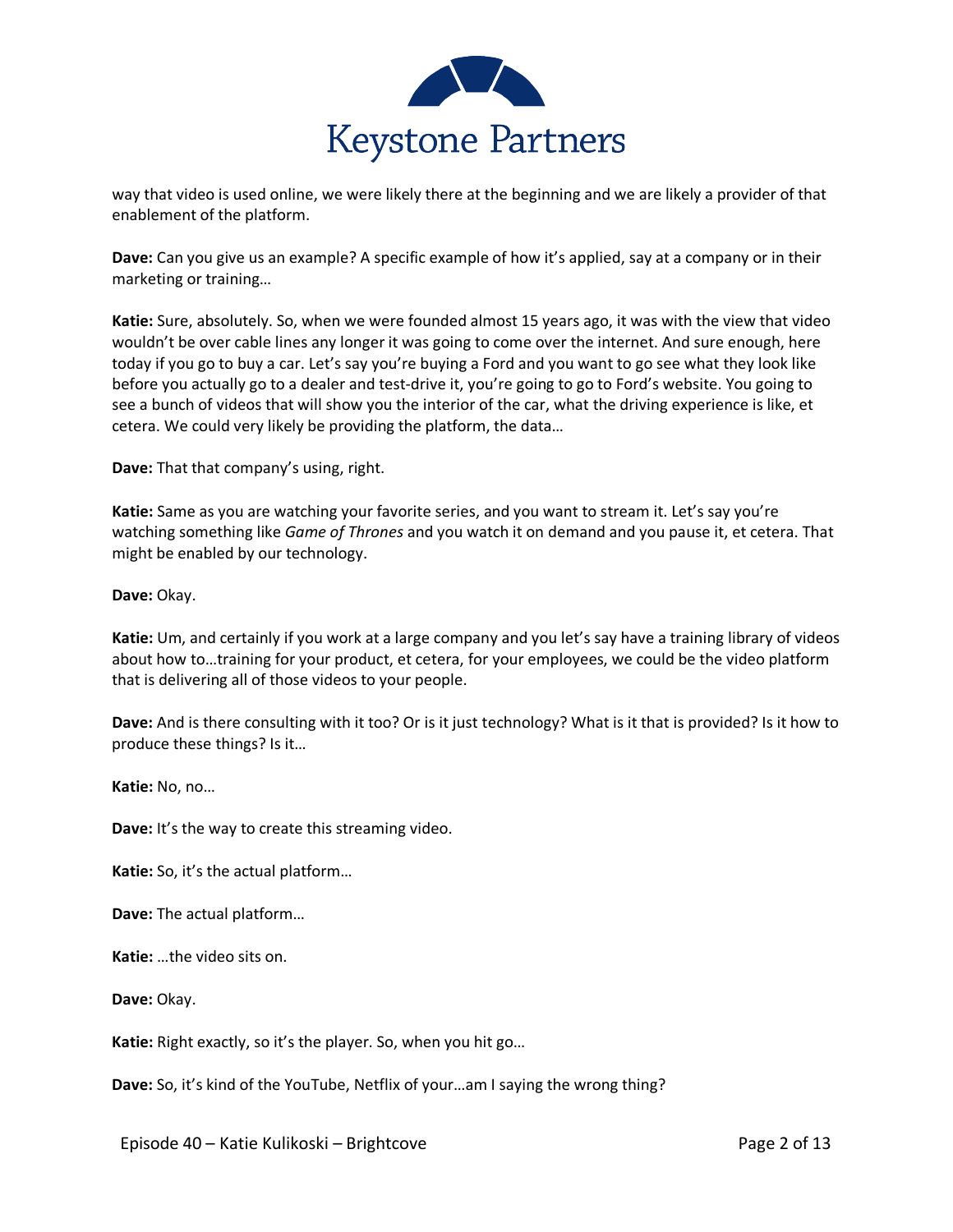way that video is used online, we were likely there at the beginning and we are likely a provider of that enablement of the platform.

**Dave:** Can you give us an example? A specific example of how it's applied, say at a company or in their marketing or training…

**Katie:** Sure, absolutely. So, when we were founded almost 15 years ago, it was with the view that video wouldn't be over cable lines any longer it was going to come over the internet. And sure enough, here today if you go to buy a car. Let's say you're buying a Ford and you want to go see what they look like before you actually go to a dealer and test-drive it, you're going to go to Ford's website. You going to see a bunch of videos that will show you the interior of the car, what the driving experience is like, et cetera. We could very likely be providing the platform, the data…

**Dave:** That that company's using, right.

**Katie:** Same as you are watching your favorite series, and you want to stream it. Let's say you're watching something like *Game of Thrones* and you watch it on demand and you pause it, et cetera. That might be enabled by our technology.

**Dave:** Okay.

**Katie:** Um, and certainly if you work at a large company and you let's say have a training library of videos about how to…training for your product, et cetera, for your employees, we could be the video platform that is delivering all of those videos to your people.

**Dave:** And is there consulting with it too? Or is it just technology? What is it that is provided? Is it how to produce these things? Is it…

**Katie:** No, no…

**Dave:** It's the way to create this streaming video.

**Katie:** So, it's the actual platform…

**Dave:** The actual platform…

**Katie:** …the video sits on.

**Dave:** Okay.

**Katie:** Right exactly, so it's the player. So, when you hit go…

**Dave:** So, it's kind of the YouTube, Netflix of your…am I saying the wrong thing?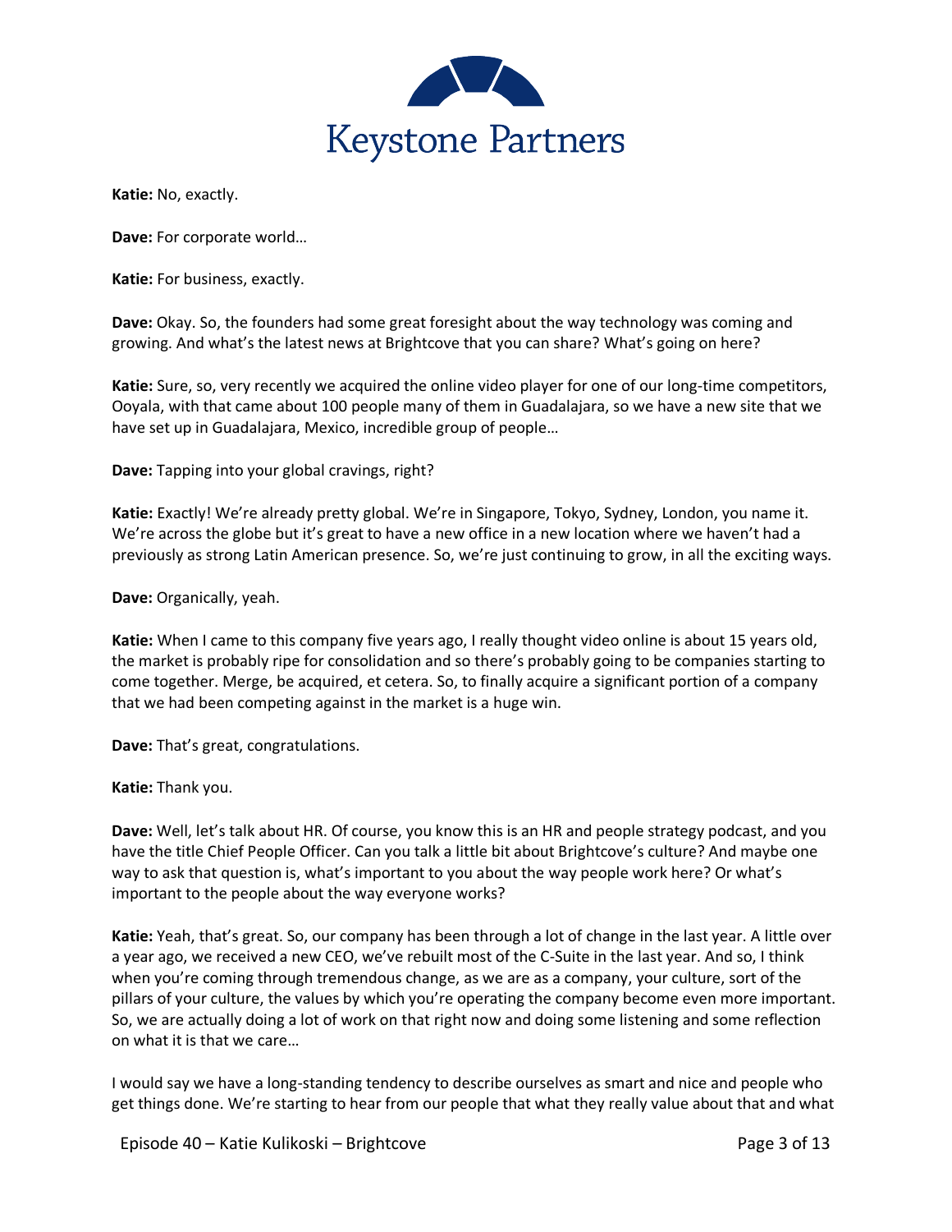**Katie:** No, exactly.

**Dave:** For corporate world…

**Katie:** For business, exactly.

**Dave:** Okay. So, the founders had some great foresight about the way technology was coming and growing. And what's the latest news at Brightcove that you can share? What's going on here?

**Katie:** Sure, so, very recently we acquired the online video player for one of our long-time competitors, Ooyala, with that came about 100 people many of them in Guadalajara, so we have a new site that we have set up in Guadalajara, Mexico, incredible group of people…

**Dave:** Tapping into your global cravings, right?

**Katie:** Exactly! We're already pretty global. We're in Singapore, Tokyo, Sydney, London, you name it. We're across the globe but it's great to have a new office in a new location where we haven't had a previously as strong Latin American presence. So, we're just continuing to grow, in all the exciting ways.

**Dave:** Organically, yeah.

**Katie:** When I came to this company five years ago, I really thought video online is about 15 years old, the market is probably ripe for consolidation and so there's probably going to be companies starting to come together. Merge, be acquired, et cetera. So, to finally acquire a significant portion of a company that we had been competing against in the market is a huge win.

**Dave:** That's great, congratulations.

**Katie:** Thank you.

**Dave:** Well, let's talk about HR. Of course, you know this is an HR and people strategy podcast, and you have the title Chief People Officer. Can you talk a little bit about Brightcove's culture? And maybe one way to ask that question is, what's important to you about the way people work here? Or what's important to the people about the way everyone works?

**Katie:** Yeah, that's great. So, our company has been through a lot of change in the last year. A little over a year ago, we received a new CEO, we've rebuilt most of the C-Suite in the last year. And so, I think when you're coming through tremendous change, as we are as a company, your culture, sort of the pillars of your culture, the values by which you're operating the company become even more important. So, we are actually doing a lot of work on that right now and doing some listening and some reflection on what it is that we care…

I would say we have a long-standing tendency to describe ourselves as smart and nice and people who get things done. We're starting to hear from our people that what they really value about that and what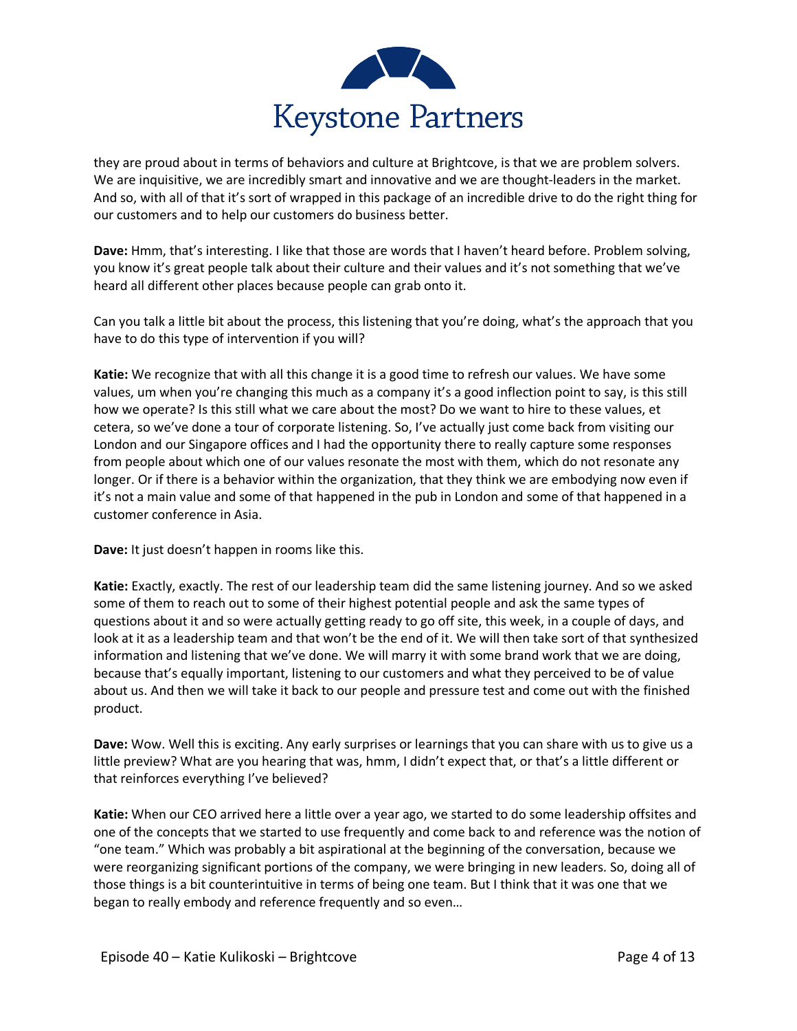they are proud about in terms of behaviors and culture at Brightcove, is that we are problem solvers. We are inquisitive, we are incredibly smart and innovative and we are thought-leaders in the market. And so, with all of that it's sort of wrapped in this package of an incredible drive to do the right thing for our customers and to help our customers do business better.

**Dave:** Hmm, that's interesting. I like that those are words that I haven't heard before. Problem solving, you know it's great people talk about their culture and their values and it's not something that we've heard all different other places because people can grab onto it.

Can you talk a little bit about the process, this listening that you're doing, what's the approach that you have to do this type of intervention if you will?

**Katie:** We recognize that with all this change it is a good time to refresh our values. We have some values, um when you're changing this much as a company it's a good inflection point to say, is this still how we operate? Is this still what we care about the most? Do we want to hire to these values, et cetera, so we've done a tour of corporate listening. So, I've actually just come back from visiting our London and our Singapore offices and I had the opportunity there to really capture some responses from people about which one of our values resonate the most with them, which do not resonate any longer. Or if there is a behavior within the organization, that they think we are embodying now even if it's not a main value and some of that happened in the pub in London and some of that happened in a customer conference in Asia.

**Dave:** It just doesn't happen in rooms like this.

**Katie:** Exactly, exactly. The rest of our leadership team did the same listening journey. And so we asked some of them to reach out to some of their highest potential people and ask the same types of questions about it and so were actually getting ready to go off site, this week, in a couple of days, and look at it as a leadership team and that won't be the end of it. We will then take sort of that synthesized information and listening that we've done. We will marry it with some brand work that we are doing, because that's equally important, listening to our customers and what they perceived to be of value about us. And then we will take it back to our people and pressure test and come out with the finished product.

**Dave:** Wow. Well this is exciting. Any early surprises or learnings that you can share with us to give us a little preview? What are you hearing that was, hmm, I didn't expect that, or that's a little different or that reinforces everything I've believed?

**Katie:** When our CEO arrived here a little over a year ago, we started to do some leadership offsites and one of the concepts that we started to use frequently and come back to and reference was the notion of "one team." Which was probably a bit aspirational at the beginning of the conversation, because we were reorganizing significant portions of the company, we were bringing in new leaders. So, doing all of those things is a bit counterintuitive in terms of being one team. But I think that it was one that we began to really embody and reference frequently and so even…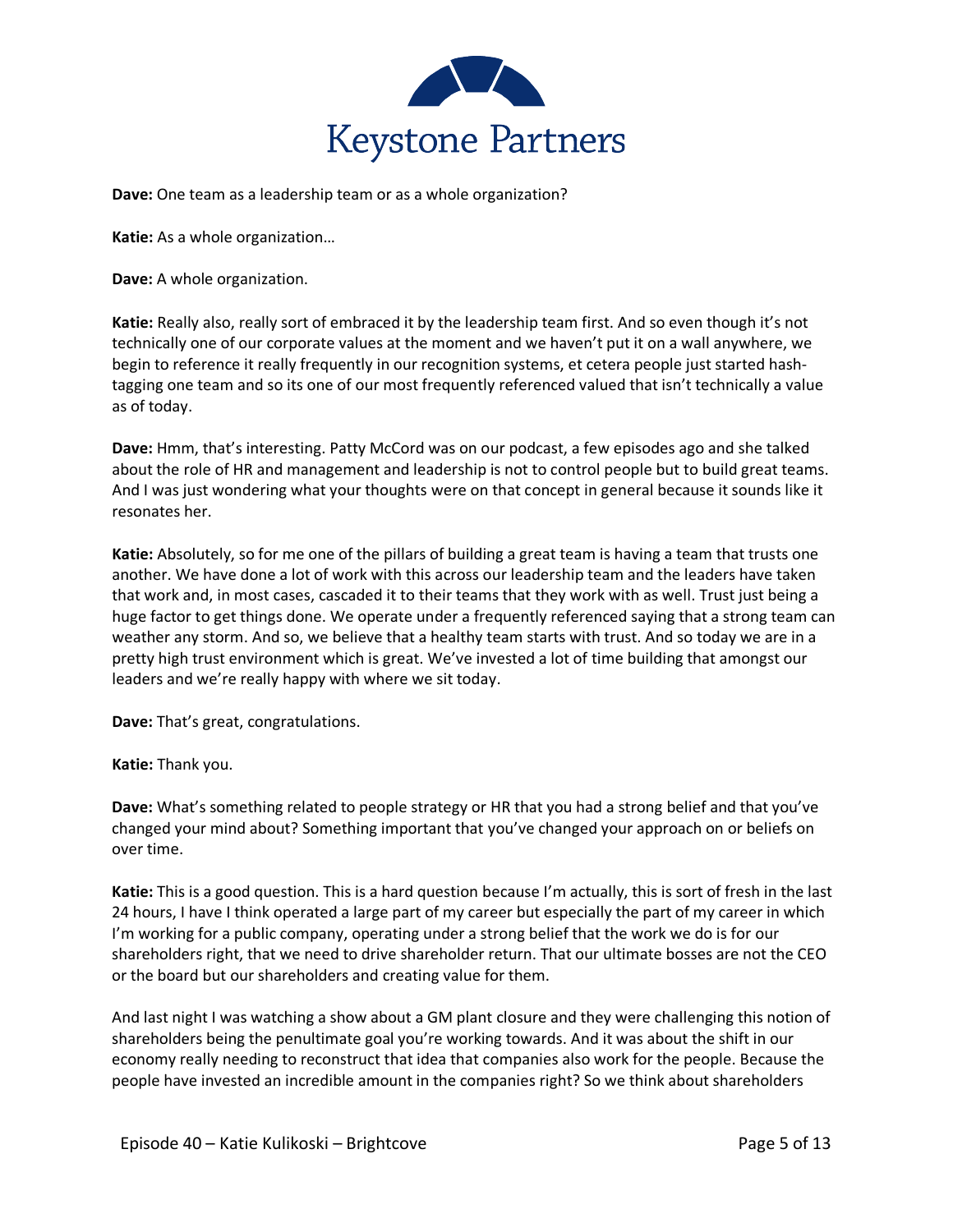**Dave:** One team as a leadership team or as a whole organization?

**Katie:** As a whole organization…

**Dave:** A whole organization.

**Katie:** Really also, really sort of embraced it by the leadership team first. And so even though it's not technically one of our corporate values at the moment and we haven't put it on a wall anywhere, we begin to reference it really frequently in our recognition systems, et cetera people just started hash-tagging one team and so its one of our most frequently referenced valued that isn't technically a value as of today.

**Dave:** Hmm, that's interesting. Patty McCord was on our podcast, a few episodes ago and she talked about the role of HR and management and leadership is not to control people but to build great teams. And I was just wondering what your thoughts were on that concept in general because it sounds like it resonates her.

**Katie:** Absolutely, so for me one of the pillars of building a great team is having a team that trusts one another. We have done a lot of work with this across our leadership team and the leaders have taken that work and, in most cases, cascaded it to their teams that they work with as well. Trust just being a huge factor to get things done. We operate under a frequently referenced saying that a strong team can weather any storm. And so, we believe that a healthy team starts with trust. And so today we are in a pretty high trust environment which is great. We've invested a lot of time building that amongst our leaders and we're really happy with where we sit today.

**Dave:** That's great, congratulations.

**Katie:** Thank you.

**Dave:** What's something related to people strategy or HR that you had a strong belief and that you've changed your mind about? Something important that you've changed your approach on or beliefs on over time.

**Katie:** This is a good question. This is a hard question because I'm actually, this is sort of fresh in the last 24 hours, I have I think operated a large part of my career but especially the part of my career in which I'm working for a public company, operating under a strong belief that the work we do is for our shareholders right, that we need to drive shareholder return. That our ultimate bosses are not the CEO or the board but our shareholders and creating value for them.

And last night I was watching a show about a GM plant closure and they were challenging this notion of shareholders being the penultimate goal you're working towards. And it was about the shift in our economy really needing to reconstruct that idea that companies also work for the people. Because the people have invested an incredible amount in the companies right? So we think about shareholders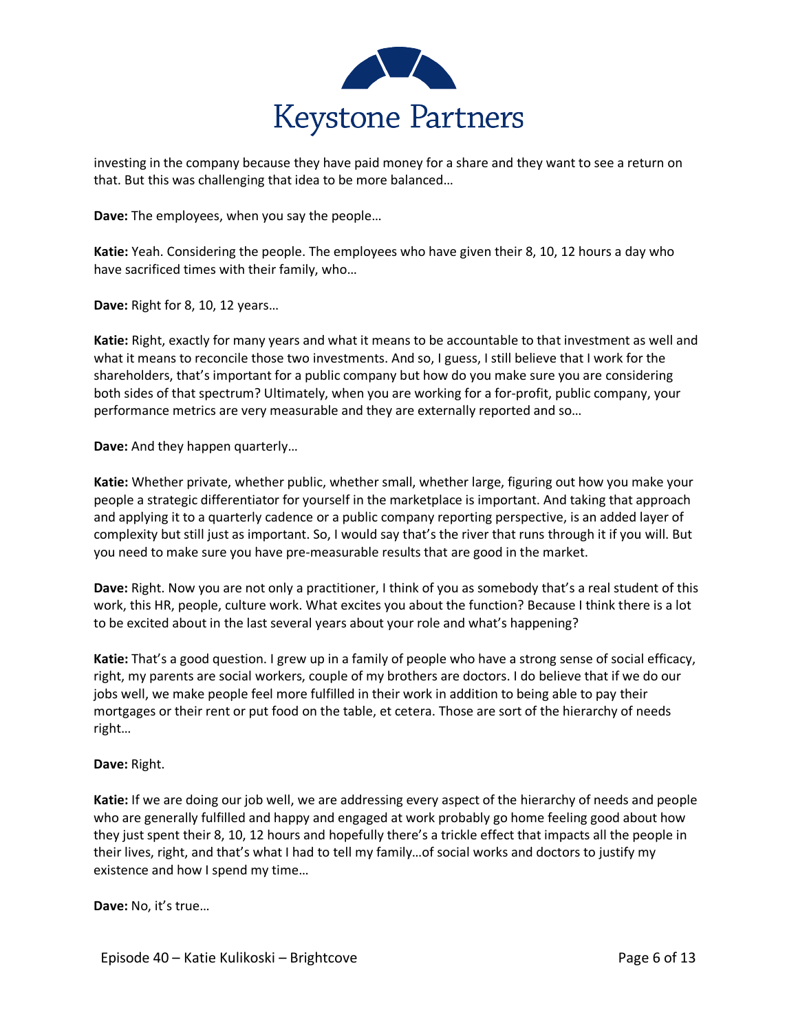investing in the company because they have paid money for a share and they want to see a return on that. But this was challenging that idea to be more balanced…

**Dave:** The employees, when you say the people…

**Katie:** Yeah. Considering the people. The employees who have given their 8, 10, 12 hours a day who have sacrificed times with their family, who…

**Dave:** Right for 8, 10, 12 years…

**Katie:** Right, exactly for many years and what it means to be accountable to that investment as well and what it means to reconcile those two investments. And so, I guess, I still believe that I work for the shareholders, that's important for a public company but how do you make sure you are considering both sides of that spectrum? Ultimately, when you are working for a for-profit, public company, your performance metrics are very measurable and they are externally reported and so…

**Dave:** And they happen quarterly…

**Katie:** Whether private, whether public, whether small, whether large, figuring out how you make your people a strategic differentiator for yourself in the marketplace is important. And taking that approach and applying it to a quarterly cadence or a public company reporting perspective, is an added layer of complexity but still just as important. So, I would say that's the river that runs through it if you will. But you need to make sure you have pre-measurable results that are good in the market.

**Dave:** Right. Now you are not only a practitioner, I think of you as somebody that's a real student of this work, this HR, people, culture work. What excites you about the function? Because I think there is a lot to be excited about in the last several years about your role and what's happening?

**Katie:** That's a good question. I grew up in a family of people who have a strong sense of social efficacy, right, my parents are social workers, couple of my brothers are doctors. I do believe that if we do our jobs well, we make people feel more fulfilled in their work in addition to being able to pay their mortgages or their rent or put food on the table, et cetera. Those are sort of the hierarchy of needs right…

**Dave:** Right.

**Katie:** If we are doing our job well, we are addressing every aspect of the hierarchy of needs and people who are generally fulfilled and happy and engaged at work probably go home feeling good about how they just spent their 8, 10, 12 hours and hopefully there's a trickle effect that impacts all the people in their lives, right, and that's what I had to tell my family…of social works and doctors to justify my existence and how I spend my time…

**Dave:** No, it's true…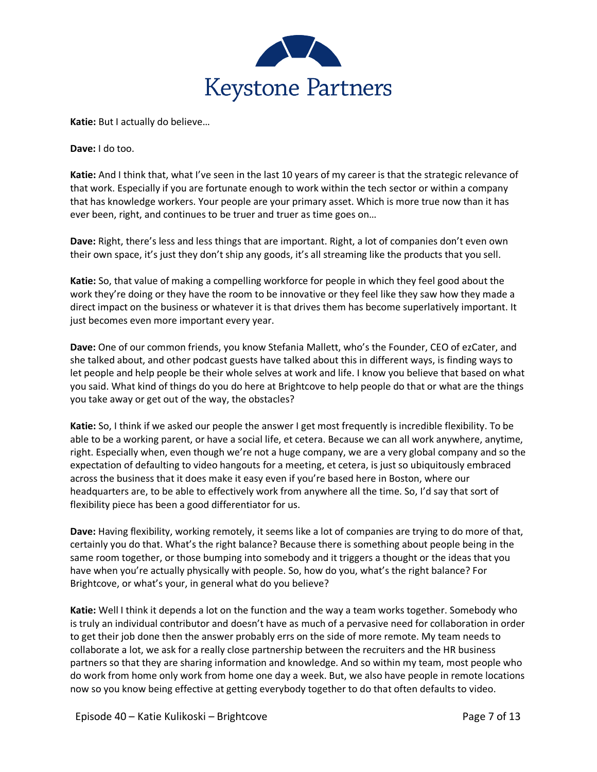**Katie:** But I actually do believe…

**Dave:** I do too.

**Katie:** And I think that, what I've seen in the last 10 years of my career is that the strategic relevance of that work. Especially if you are fortunate enough to work within the tech sector or within a company that has knowledge workers. Your people are your primary asset. Which is more true now than it has ever been, right, and continues to be truer and truer as time goes on…

**Dave:** Right, there's less and less things that are important. Right, a lot of companies don't even own their own space, it's just they don't ship any goods, it's all streaming like the products that you sell.

**Katie:** So, that value of making a compelling workforce for people in which they feel good about the work they're doing or they have the room to be innovative or they feel like they saw how they made a direct impact on the business or whatever it is that drives them has become superlatively important. It just becomes even more important every year.

**Dave:** One of our common friends, you know Stefania Mallett, who's the Founder, CEO of ezCater, and she talked about, and other podcast guests have talked about this in different ways, is finding ways to let people and help people be their whole selves at work and life. I know you believe that based on what you said. What kind of things do you do here at Brightcove to help people do that or what are the things you take away or get out of the way, the obstacles?

**Katie:** So, I think if we asked our people the answer I get most frequently is incredible flexibility. To be able to be a working parent, or have a social life, et cetera. Because we can all work anywhere, anytime, right. Especially when, even though we're not a huge company, we are a very global company and so the expectation of defaulting to video hangouts for a meeting, et cetera, is just so ubiquitously embraced across the business that it does make it easy even if you're based here in Boston, where our headquarters are, to be able to effectively work from anywhere all the time. So, I'd say that sort of flexibility piece has been a good differentiator for us.

**Dave:** Having flexibility, working remotely, it seems like a lot of companies are trying to do more of that, certainly you do that. What's the right balance? Because there is something about people being in the same room together, or those bumping into somebody and it triggers a thought or the ideas that you have when you're actually physically with people. So, how do you, what's the right balance? For Brightcove, or what's your, in general what do you believe?

**Katie:** Well I think it depends a lot on the function and the way a team works together. Somebody who is truly an individual contributor and doesn't have as much of a pervasive need for collaboration in order to get their job done then the answer probably errs on the side of more remote. My team needs to collaborate a lot, we ask for a really close partnership between the recruiters and the HR business partners so that they are sharing information and knowledge. And so within my team, most people who do work from home only work from home one day a week. But, we also have people in remote locations now so you know being effective at getting everybody together to do that often defaults to video.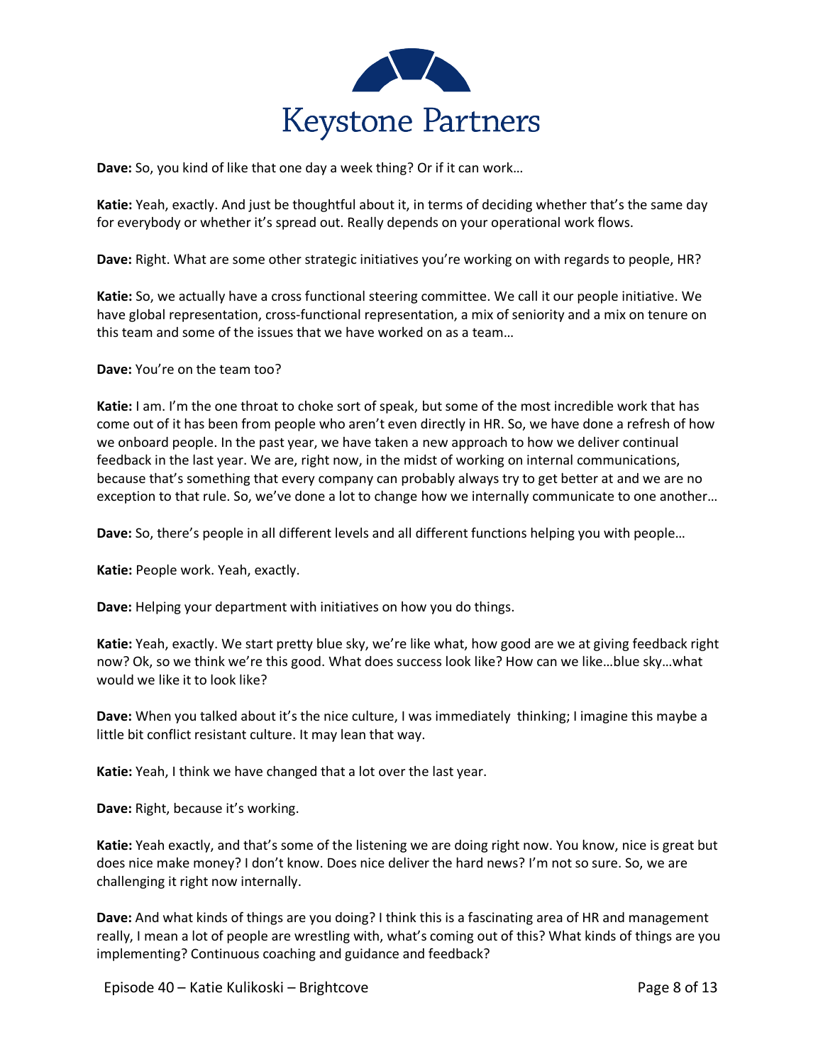**Dave:** So, you kind of like that one day a week thing? Or if it can work…

**Katie:** Yeah, exactly. And just be thoughtful about it, in terms of deciding whether that's the same day for everybody or whether it's spread out. Really depends on your operational work flows.

**Dave:** Right. What are some other strategic initiatives you're working on with regards to people, HR?

**Katie:** So, we actually have a cross functional steering committee. We call it our people initiative. We have global representation, cross-functional representation, a mix of seniority and a mix on tenure on this team and some of the issues that we have worked on as a team…

**Dave:** You're on the team too?

**Katie:** I am. I'm the one throat to choke sort of speak, but some of the most incredible work that has come out of it has been from people who aren't even directly in HR. So, we have done a refresh of how we onboard people. In the past year, we have taken a new approach to how we deliver continual feedback in the last year. We are, right now, in the midst of working on internal communications, because that's something that every company can probably always try to get better at and we are no exception to that rule. So, we've done a lot to change how we internally communicate to one another…

**Dave:** So, there's people in all different levels and all different functions helping you with people…

**Katie:** People work. Yeah, exactly.

**Dave:** Helping your department with initiatives on how you do things.

**Katie:** Yeah, exactly. We start pretty blue sky, we're like what, how good are we at giving feedback right now? Ok, so we think we're this good. What does success look like? How can we like…blue sky…what would we like it to look like?

**Dave:** When you talked about it's the nice culture, I was immediately thinking; I imagine this maybe a little bit conflict resistant culture. It may lean that way.

**Katie:** Yeah, I think we have changed that a lot over the last year.

**Dave:** Right, because it's working.

**Katie:** Yeah exactly, and that's some of the listening we are doing right now. You know, nice is great but does nice make money? I don't know. Does nice deliver the hard news? I'm not so sure. So, we are challenging it right now internally.

**Dave:** And what kinds of things are you doing? I think this is a fascinating area of HR and management really, I mean a lot of people are wrestling with, what's coming out of this? What kinds of things are you implementing? Continuous coaching and guidance and feedback?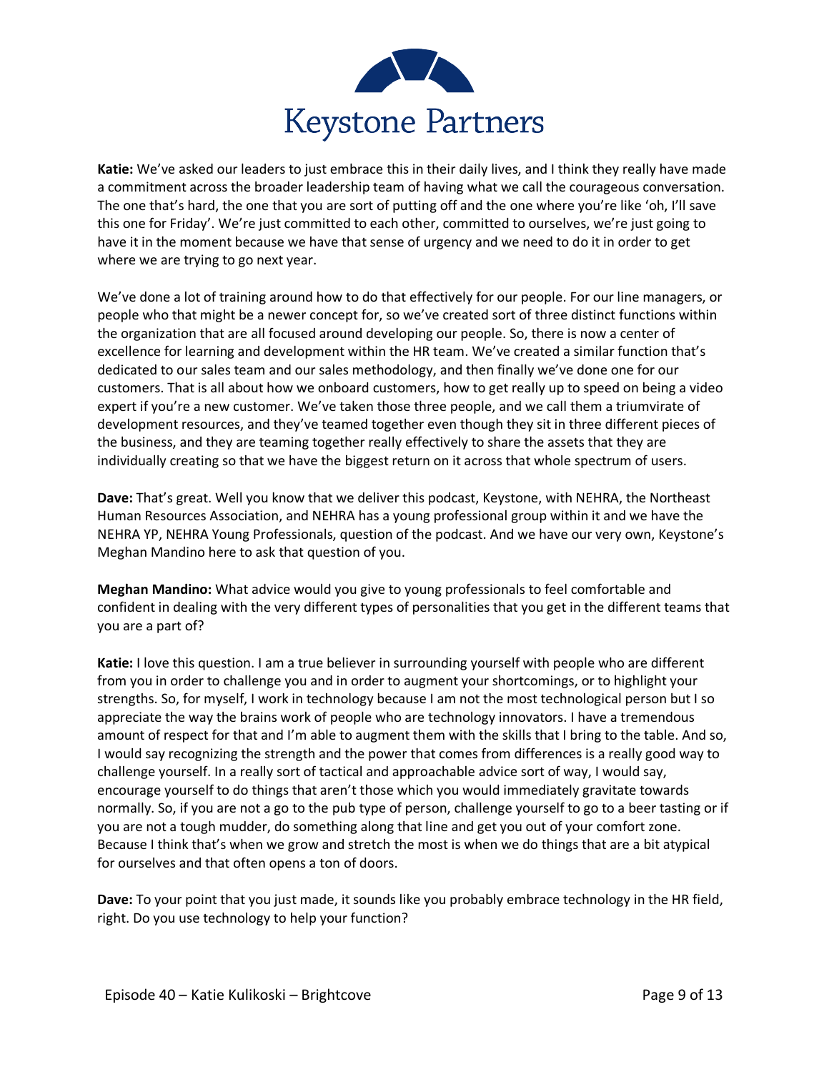**Katie:** We've asked our leaders to just embrace this in their daily lives, and I think they really have made a commitment across the broader leadership team of having what we call the courageous conversation. The one that's hard, the one that you are sort of putting off and the one where you're like 'oh, I'll save this one for Friday'. We're just committed to each other, committed to ourselves, we're just going to have it in the moment because we have that sense of urgency and we need to do it in order to get where we are trying to go next year.

We've done a lot of training around how to do that effectively for our people. For our line managers, or people who that might be a newer concept for, so we've created sort of three distinct functions within the organization that are all focused around developing our people. So, there is now a center of excellence for learning and development within the HR team. We've created a similar function that's dedicated to our sales team and our sales methodology, and then finally we've done one for our customers. That is all about how we onboard customers, how to get really up to speed on being a video expert if you're a new customer. We've taken those three people, and we call them a triumvirate of development resources, and they've teamed together even though they sit in three different pieces of the business, and they are teaming together really effectively to share the assets that they are individually creating so that we have the biggest return on it across that whole spectrum of users.

**Dave:** That's great. Well you know that we deliver this podcast, Keystone, with NEHRA, the Northeast Human Resources Association, and NEHRA has a young professional group within it and we have the NEHRA YP, NEHRA Young Professionals, question of the podcast. And we have our very own, Keystone's Meghan Mandino here to ask that question of you.

**Meghan Mandino:** What advice would you give to young professionals to feel comfortable and confident in dealing with the very different types of personalities that you get in the different teams that you are a part of?

**Katie:** I love this question. I am a true believer in surrounding yourself with people who are different from you in order to challenge you and in order to augment your shortcomings, or to highlight your strengths. So, for myself, I work in technology because I am not the most technological person but I so appreciate the way the brains work of people who are technology innovators. I have a tremendous amount of respect for that and I'm able to augment them with the skills that I bring to the table. And so, I would say recognizing the strength and the power that comes from differences is a really good way to challenge yourself. In a really sort of tactical and approachable advice sort of way, I would say, encourage yourself to do things that aren't those which you would immediately gravitate towards normally. So, if you are not a go to the pub type of person, challenge yourself to go to a beer tasting or if you are not a tough mudder, do something along that line and get you out of your comfort zone. Because I think that's when we grow and stretch the most is when we do things that are a bit atypical for ourselves and that often opens a ton of doors.

**Dave:** To your point that you just made, it sounds like you probably embrace technology in the HR field, right. Do you use technology to help your function?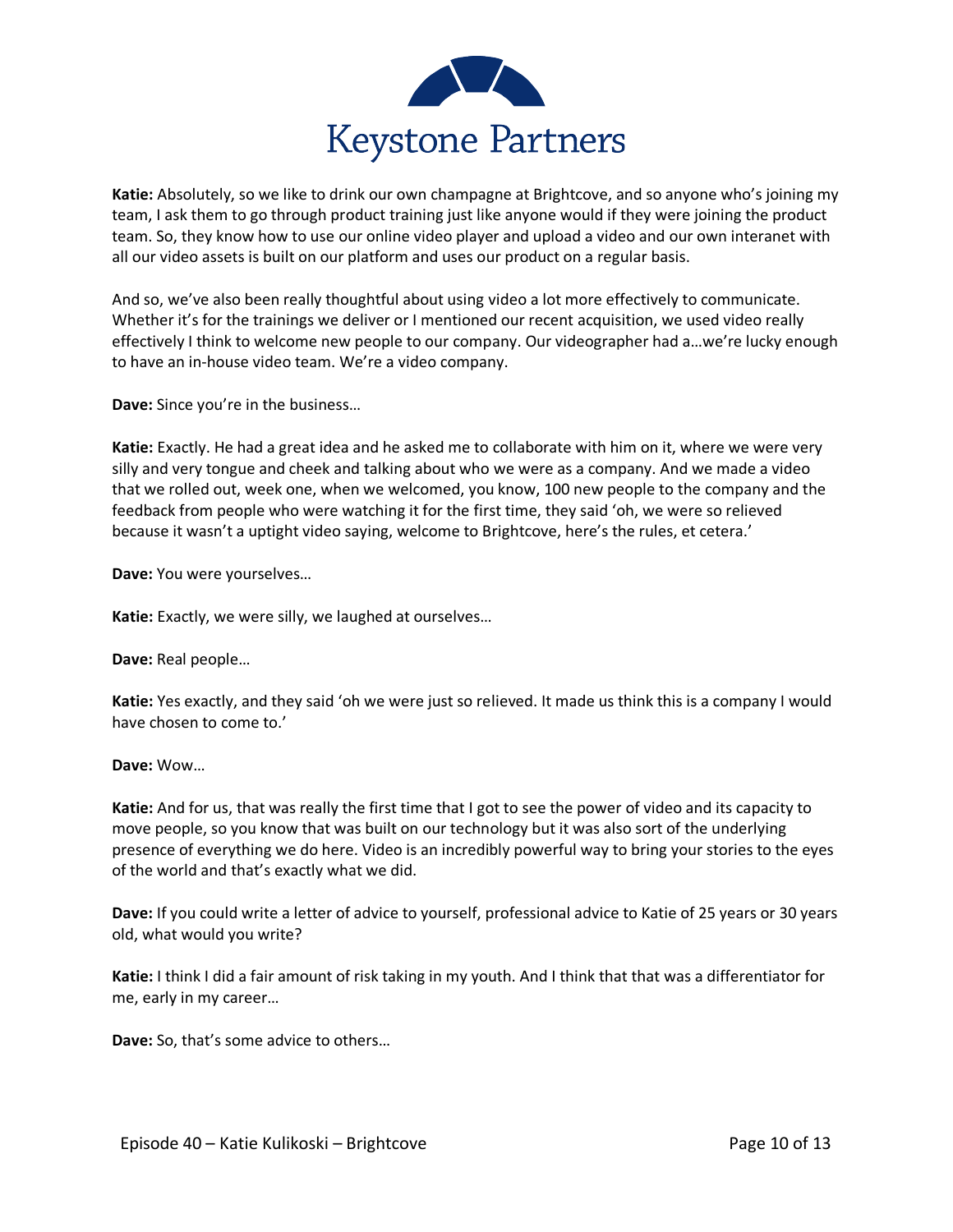**Katie:** Absolutely, so we like to drink our own champagne at Brightcove, and so anyone who's joining my team, I ask them to go through product training just like anyone would if they were joining the product team. So, they know how to use our online video player and upload a video and our own interanet with all our video assets is built on our platform and uses our product on a regular basis.

And so, we've also been really thoughtful about using video a lot more effectively to communicate. Whether it's for the trainings we deliver or I mentioned our recent acquisition, we used video really effectively I think to welcome new people to our company. Our videographer had a…we're lucky enough to have an in-house video team. We're a video company.

**Dave:** Since you're in the business…

**Katie:** Exactly. He had a great idea and he asked me to collaborate with him on it, where we were very silly and very tongue and cheek and talking about who we were as a company. And we made a video that we rolled out, week one, when we welcomed, you know, 100 new people to the company and the feedback from people who were watching it for the first time, they said 'oh, we were so relieved because it wasn't a uptight video saying, welcome to Brightcove, here's the rules, et cetera.'

**Dave:** You were yourselves…

**Katie:** Exactly, we were silly, we laughed at ourselves…

**Dave:** Real people…

**Katie:** Yes exactly, and they said 'oh we were just so relieved. It made us think this is a company I would have chosen to come to.'

**Dave:** Wow…

**Katie:** And for us, that was really the first time that I got to see the power of video and its capacity to move people, so you know that was built on our technology but it was also sort of the underlying presence of everything we do here. Video is an incredibly powerful way to bring your stories to the eyes of the world and that's exactly what we did.

**Dave:** If you could write a letter of advice to yourself, professional advice to Katie of 25 years or 30 years old, what would you write?

**Katie:** I think I did a fair amount of risk taking in my youth. And I think that that was a differentiator for me, early in my career…

**Dave:** So, that's some advice to others…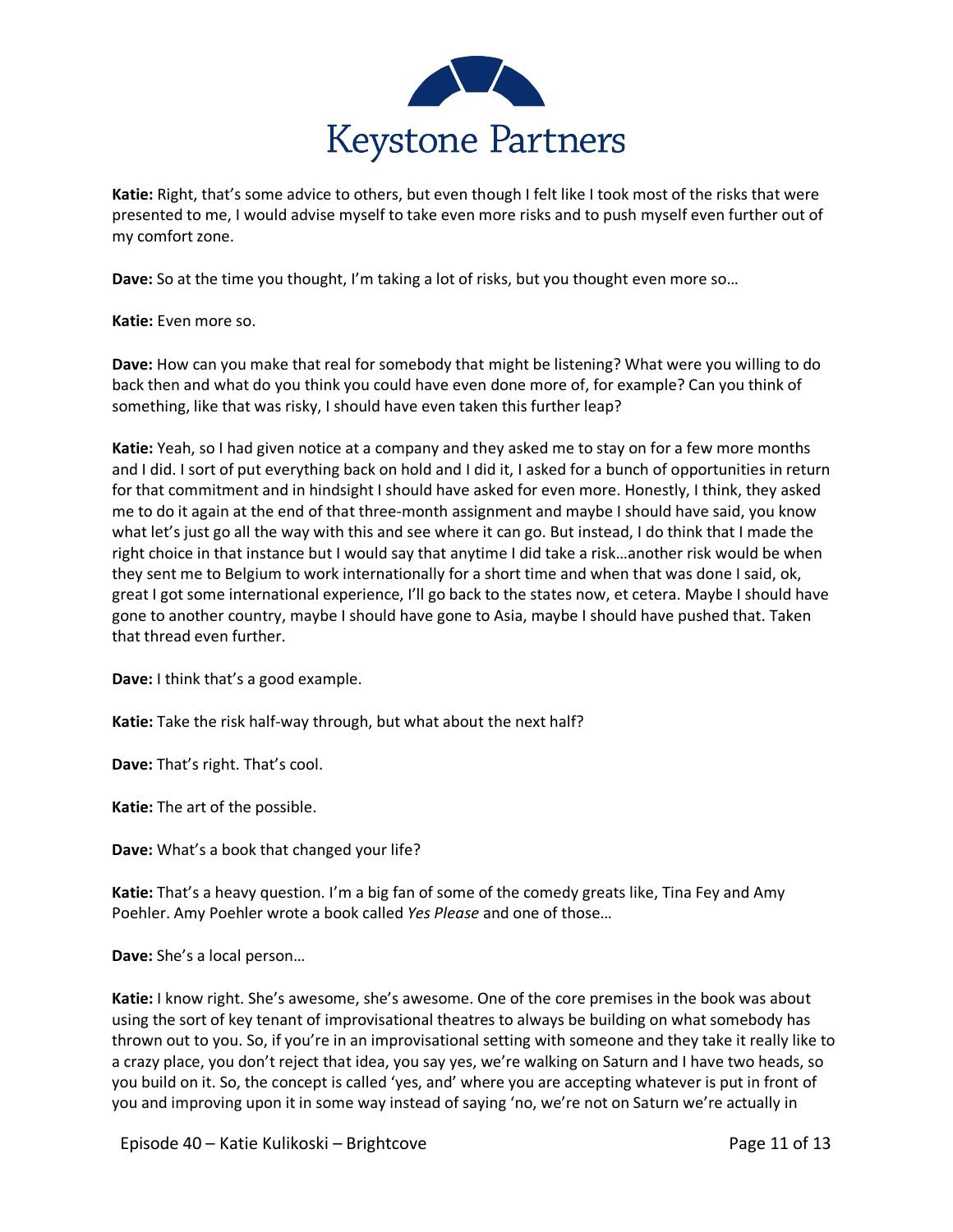**Katie:** Right, that's some advice to others, but even though I felt like I took most of the risks that were presented to me, I would advise myself to take even more risks and to push myself even further out of my comfort zone.

**Dave:** So at the time you thought, I'm taking a lot of risks, but you thought even more so…

**Katie:** Even more so.

**Dave:** How can you make that real for somebody that might be listening? What were you willing to do back then and what do you think you could have even done more of, for example? Can you think of something, like that was risky, I should have even taken this further leap?

**Katie:** Yeah, so I had given notice at a company and they asked me to stay on for a few more months and I did. I sort of put everything back on hold and I did it, I asked for a bunch of opportunities in return for that commitment and in hindsight I should have asked for even more. Honestly, I think, they asked me to do it again at the end of that three-month assignment and maybe I should have said, you know what let's just go all the way with this and see where it can go. But instead, I do think that I made the right choice in that instance but I would say that anytime I did take a risk…another risk would be when they sent me to Belgium to work internationally for a short time and when that was done I said, ok, great I got some international experience, I'll go back to the states now, et cetera. Maybe I should have gone to another country, maybe I should have gone to Asia, maybe I should have pushed that. Taken that thread even further.

**Dave:** I think that's a good example.

**Katie:** Take the risk half-way through, but what about the next half?

**Dave:** That's right. That's cool.

**Katie:** The art of the possible.

**Dave:** What's a book that changed your life?

**Katie:** That's a heavy question. I'm a big fan of some of the comedy greats like, Tina Fey and Amy Poehler. Amy Poehler wrote a book called *Yes Please* and one of those…

**Dave:** She's a local person…

**Katie:** I know right. She's awesome, she's awesome. One of the core premises in the book was about using the sort of key tenant of improvisational theatres to always be building on what somebody has thrown out to you. So, if you're in an improvisational setting with someone and they take it really like to a crazy place, you don't reject that idea, you say yes, we're walking on Saturn and I have two heads, so you build on it. So, the concept is called 'yes, and' where you are accepting whatever is put in front of you and improving upon it in some way instead of saying 'no, we're not on Saturn we're actually in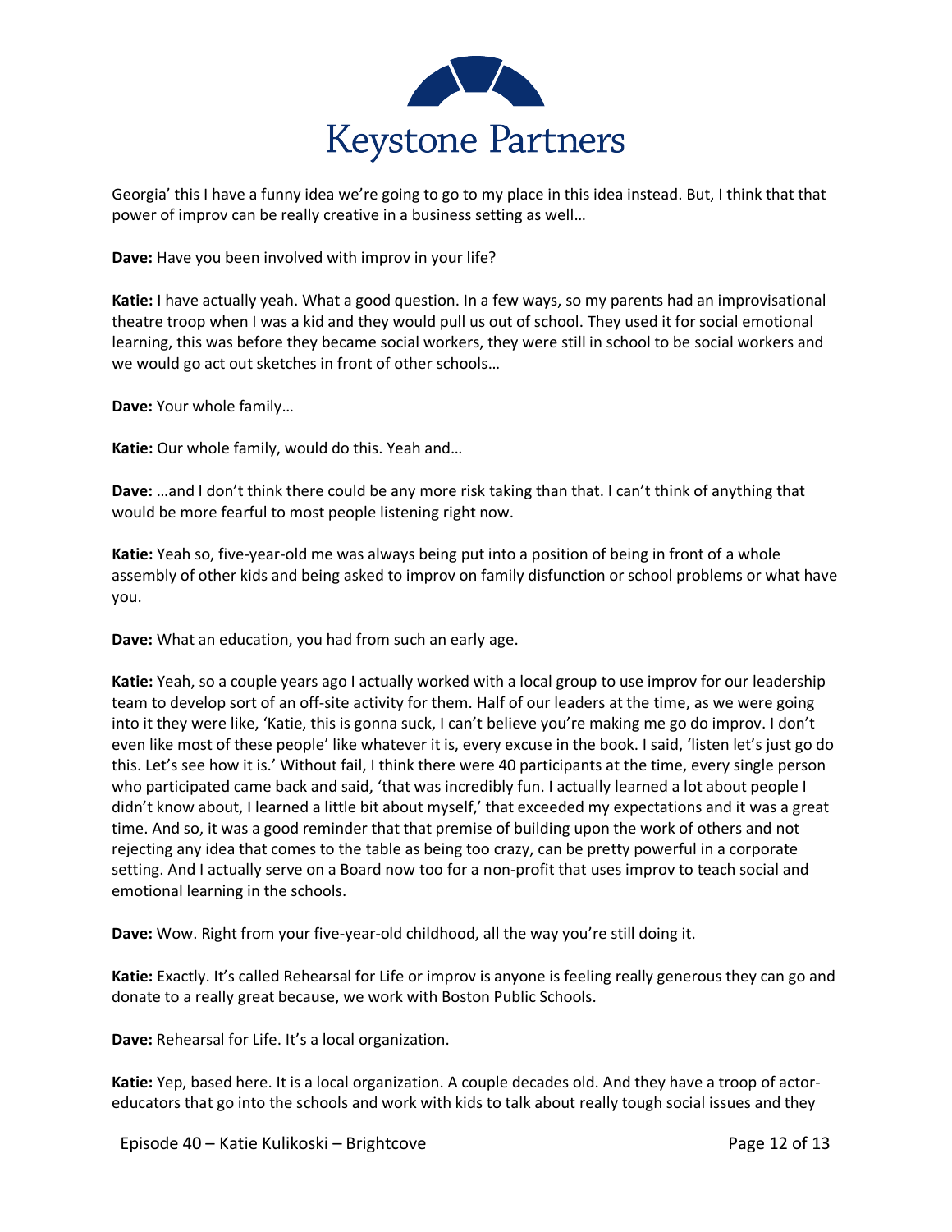Georgia' this I have a funny idea we're going to go to my place in this idea instead. But, I think that that power of improv can be really creative in a business setting as well…

**Dave:** Have you been involved with improv in your life?

**Katie:** I have actually yeah. What a good question. In a few ways, so my parents had an improvisational theatre troop when I was a kid and they would pull us out of school. They used it for social emotional learning, this was before they became social workers, they were still in school to be social workers and we would go act out sketches in front of other schools…

**Dave:** Your whole family…

**Katie:** Our whole family, would do this. Yeah and…

**Dave:** …and I don't think there could be any more risk taking than that. I can't think of anything that would be more fearful to most people listening right now.

**Katie:** Yeah so, five-year-old me was always being put into a position of being in front of a whole assembly of other kids and being asked to improv on family disfunction or school problems or what have you.

**Dave:** What an education, you had from such an early age.

**Katie:** Yeah, so a couple years ago I actually worked with a local group to use improv for our leadership team to develop sort of an off-site activity for them. Half of our leaders at the time, as we were going into it they were like, 'Katie, this is gonna suck, I can't believe you're making me go do improv. I don't even like most of these people' like whatever it is, every excuse in the book. I said, 'listen let's just go do this. Let's see how it is.' Without fail, I think there were 40 participants at the time, every single person who participated came back and said, 'that was incredibly fun. I actually learned a lot about people I didn't know about, I learned a little bit about myself,' that exceeded my expectations and it was a great time. And so, it was a good reminder that that premise of building upon the work of others and not rejecting any idea that comes to the table as being too crazy, can be pretty powerful in a corporate setting. And I actually serve on a Board now too for a non-profit that uses improv to teach social and emotional learning in the schools.

**Dave:** Wow. Right from your five-year-old childhood, all the way you're still doing it.

**Katie:** Exactly. It's called Rehearsal for Life or improv is anyone is feeling really generous they can go and donate to a really great because, we work with Boston Public Schools.

**Dave:** Rehearsal for Life. It's a local organization.

**Katie:** Yep, based here. It is a local organization. A couple decades old. And they have a troop of actor-educators that go into the schools and work with kids to talk about really tough social issues and they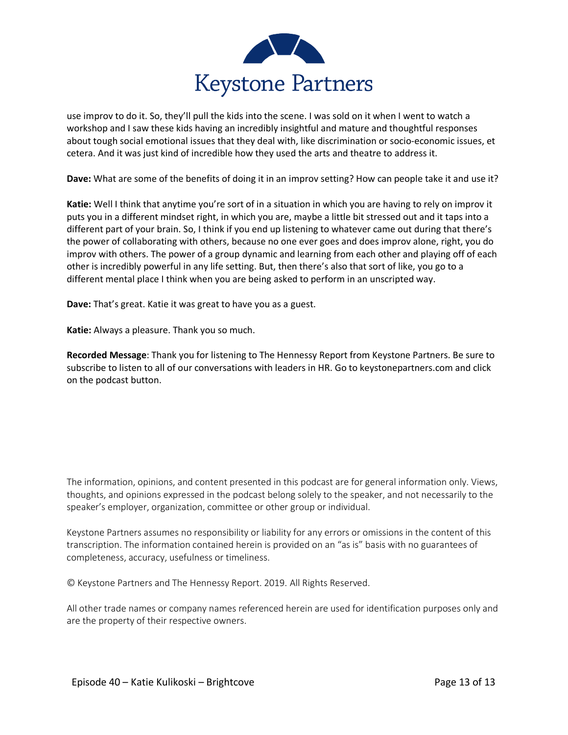use improv to do it. So, they'll pull the kids into the scene. I was sold on it when I went to watch a workshop and I saw these kids having an incredibly insightful and mature and thoughtful responses about tough social emotional issues that they deal with, like discrimination or socio-economic issues, et cetera. And it was just kind of incredible how they used the arts and theatre to address it.

**Dave:** What are some of the benefits of doing it in an improv setting? How can people take it and use it?

**Katie:** Well I think that anytime you're sort of in a situation in which you are having to rely on improv it puts you in a different mindset right, in which you are, maybe a little bit stressed out and it taps into a different part of your brain. So, I think if you end up listening to whatever came out during that there's the power of collaborating with others, because no one ever goes and does improv alone, right, you do improv with others. The power of a group dynamic and learning from each other and playing off of each other is incredibly powerful in any life setting. But, then there's also that sort of like, you go to a different mental place I think when you are being asked to perform in an unscripted way.

**Dave:** That's great. Katie it was great to have you as a guest.

**Katie:** Always a pleasure. Thank you so much.

**Recorded Message**: Thank you for listening to The Hennessy Report from Keystone Partners. Be sure to subscribe to listen to all of our conversations with leaders in HR. Go to keystonepartners.com and click on the podcast button.

The information, opinions, and content presented in this podcast are for general information only. Views, thoughts, and opinions expressed in the podcast belong solely to the speaker, and not necessarily to the speaker's employer, organization, committee or other group or individual.

Keystone Partners assumes no responsibility or liability for any errors or omissions in the content of this transcription. The information contained herein is provided on an "as is" basis with no guarantees of completeness, accuracy, usefulness or timeliness.

© Keystone Partners and The Hennessy Report. 2019. All Rights Reserved.

All other trade names or company names referenced herein are used for identification purposes only and are the property of their respective owners.